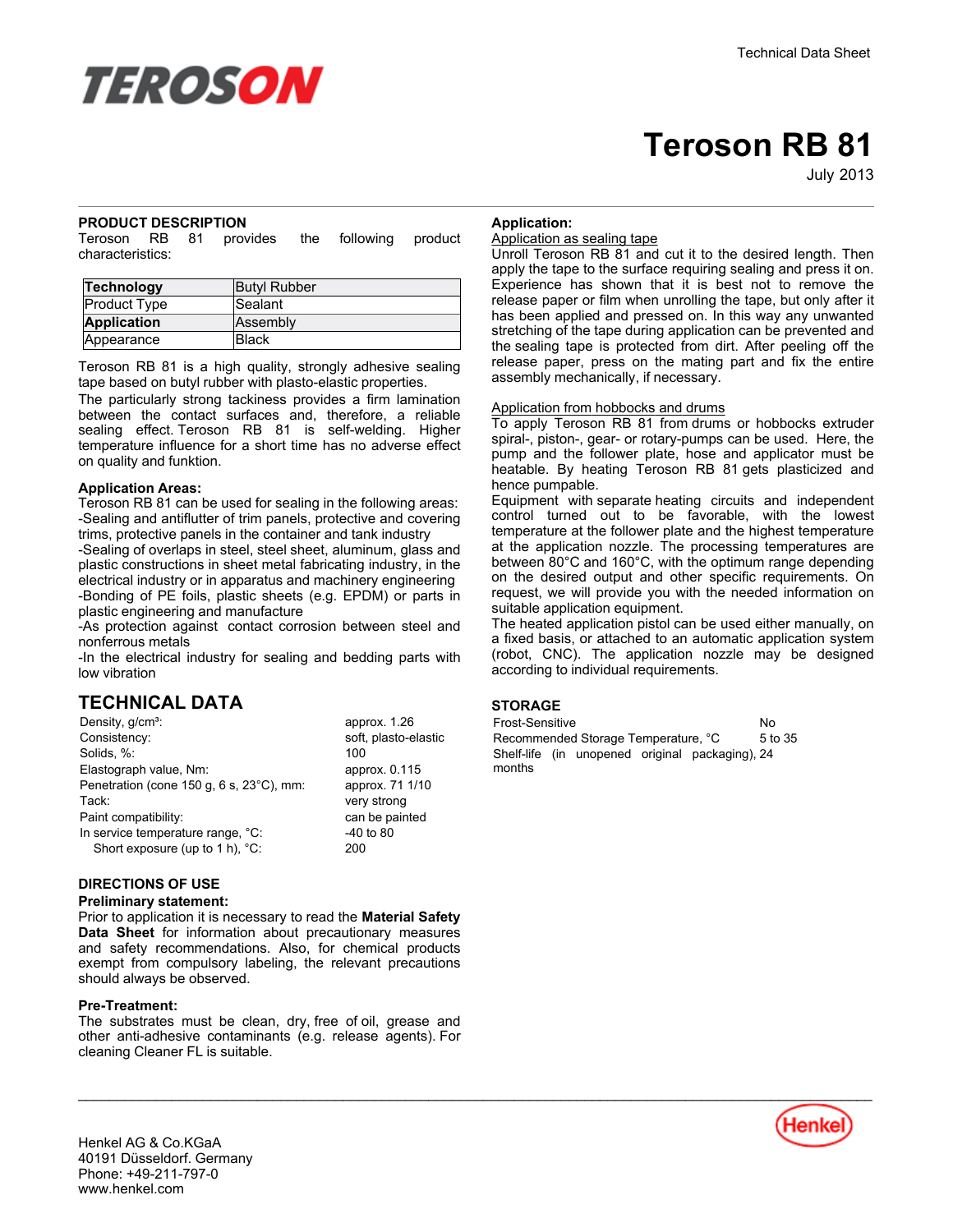TEROSON

Technical Data Sheet

# Teroson RB 81

July 2013

## PRODUCT DESCRIPTION

Teroson RB 81 provides the following product characteristics:

| **Technology** | Butyl Rubber |
|---|---|
| Product Type | Sealant |
| **Application** | Assembly |
| Appearance | Black |

Teroson RB 81 is a high quality, strongly adhesive sealing tape based on butyl rubber with plasto-elastic properties.

The particularly strong tackiness provides a firm lamination between the contact surfaces and, therefore, a reliable sealing effect. Teroson RB 81 is self-welding. Higher temperature influence for a short time has no adverse effect on quality and funktion.

### Application Areas:

Teroson RB 81 can be used for sealing in the following areas:

-Sealing and antiflutter of trim panels, protective and covering trims, protective panels in the container and tank industry

-Sealing of overlaps in steel, steel sheet, aluminum, glass and plastic constructions in sheet metal fabricating industry, in the electrical industry or in apparatus and machinery engineering

-Bonding of PE foils, plastic sheets (e.g. EPDM) or parts in plastic engineering and manufacture

-As protection against contact corrosion between steel and nonferrous metals

-In the electrical industry for sealing and bedding parts with low vibration

## TECHNICAL DATA

| Property | Value |
|---|---|
| Density, g/cm³: | approx. 1.26 |
| Consistency: | soft, plasto-elastic |
| Solids, %: | 100 |
| Elastograph value, Nm: | approx. 0.115 |
| Penetration (cone 150 g, 6 s, 23°C), mm: | approx. 71 1/10 |
| Tack: | very strong |
| Paint compatibility: | can be painted |
| In service temperature range, °C: | -40 to 80 |
| Short exposure (up to 1 h), °C: | 200 |

## DIRECTIONS OF USE

### Preliminary statement:

Prior to application it is necessary to read the **Material Safety Data Sheet** for information about precautionary measures and safety recommendations. Also, for chemical products exempt from compulsory labeling, the relevant precautions should always be observed.

### Pre-Treatment:

The substrates must be clean, dry, free of oil, grease and other anti-adhesive contaminants (e.g. release agents). For cleaning Cleaner FL is suitable.

### Application:

Application as sealing tape

Unroll Teroson RB 81 and cut it to the desired length. Then apply the tape to the surface requiring sealing and press it on. Experience has shown that it is best not to remove the release paper or film when unrolling the tape, but only after it has been applied and pressed on. In this way any unwanted stretching of the tape during application can be prevented and the sealing tape is protected from dirt. After peeling off the release paper, press on the mating part and fix the entire assembly mechanically, if necessary.

Application from hobbocks and drums

To apply Teroson RB 81 from drums or hobbocks extruder spiral-, piston-, gear- or rotary-pumps can be used. Here, the pump and the follower plate, hose and applicator must be heatable. By heating Teroson RB 81 gets plasticized and hence pumpable.

Equipment with separate heating circuits and independent control turned out to be favorable, with the lowest temperature at the follower plate and the highest temperature at the application nozzle. The processing temperatures are between 80°C and 160°C, with the optimum range depending on the desired output and other specific requirements. On request, we will provide you with the needed information on suitable application equipment.

The heated application pistol can be used either manually, on a fixed basis, or attached to an automatic application system (robot, CNC). The application nozzle may be designed according to individual requirements.

## STORAGE

| Property | Value |
|---|---|
| Frost-Sensitive | No |
| Recommended Storage Temperature, °C | 5 to 35 |
| Shelf-life (in unopened original packaging), months | 24 |

Henkel AG & Co.KGaA
40191 Düsseldorf. Germany
Phone: +49-211-797-0
www.henkel.com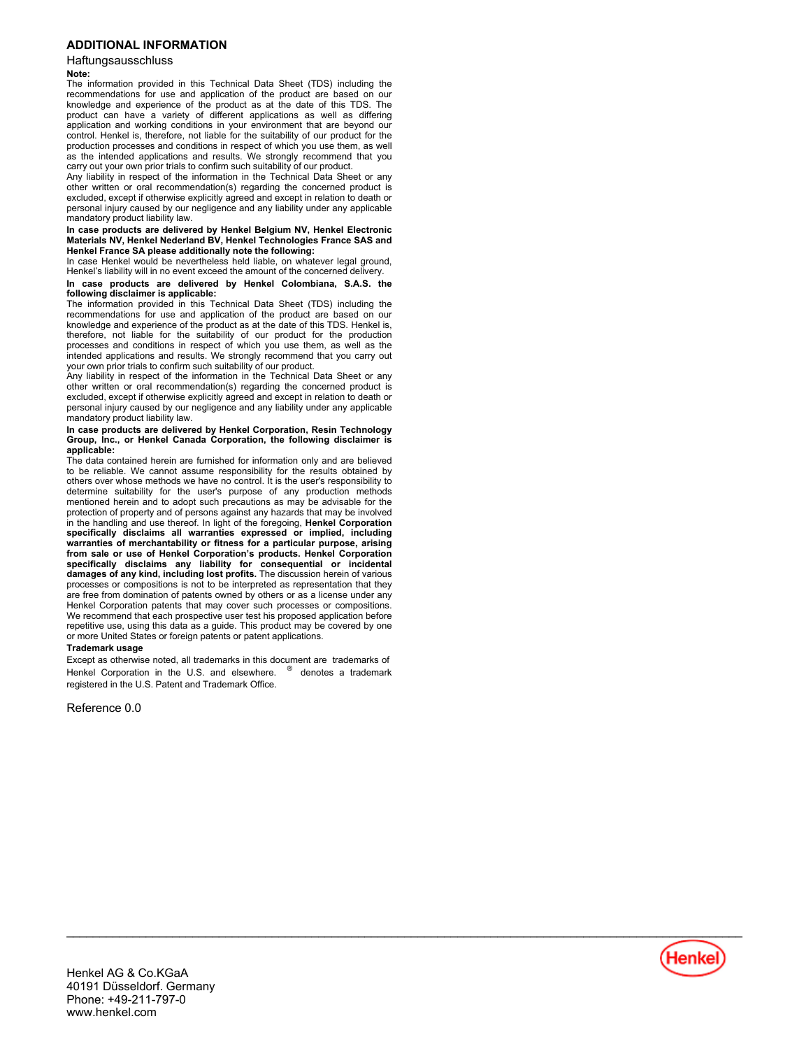## ADDITIONAL INFORMATION

Haftungsausschluss

**Note:**

The information provided in this Technical Data Sheet (TDS) including the recommendations for use and application of the product are based on our knowledge and experience of the product as at the date of this TDS. The product can have a variety of different applications as well as differing application and working conditions in your environment that are beyond our control. Henkel is, therefore, not liable for the suitability of our product for the production processes and conditions in respect of which you use them, as well as the intended applications and results. We strongly recommend that you carry out your own prior trials to confirm such suitability of our product.

Any liability in respect of the information in the Technical Data Sheet or any other written or oral recommendation(s) regarding the concerned product is excluded, except if otherwise explicitly agreed and except in relation to death or personal injury caused by our negligence and any liability under any applicable mandatory product liability law.

**In case products are delivered by Henkel Belgium NV, Henkel Electronic Materials NV, Henkel Nederland BV, Henkel Technologies France SAS and Henkel France SA please additionally note the following:**

In case Henkel would be nevertheless held liable, on whatever legal ground, Henkel's liability will in no event exceed the amount of the concerned delivery.

**In case products are delivered by Henkel Colombiana, S.A.S. the following disclaimer is applicable:**

The information provided in this Technical Data Sheet (TDS) including the recommendations for use and application of the product are based on our knowledge and experience of the product as at the date of this TDS. Henkel is, therefore, not liable for the suitability of our product for the production processes and conditions in respect of which you use them, as well as the intended applications and results. We strongly recommend that you carry out your own prior trials to confirm such suitability of our product.

Any liability in respect of the information in the Technical Data Sheet or any other written or oral recommendation(s) regarding the concerned product is excluded, except if otherwise explicitly agreed and except in relation to death or personal injury caused by our negligence and any liability under any applicable mandatory product liability law.

**In case products are delivered by Henkel Corporation, Resin Technology Group, Inc., or Henkel Canada Corporation, the following disclaimer is applicable:**

The data contained herein are furnished for information only and are believed to be reliable. We cannot assume responsibility for the results obtained by others over whose methods we have no control. It is the user's responsibility to determine suitability for the user's purpose of any production methods mentioned herein and to adopt such precautions as may be advisable for the protection of property and of persons against any hazards that may be involved in the handling and use thereof. In light of the foregoing, **Henkel Corporation specifically disclaims all warranties expressed or implied, including warranties of merchantability or fitness for a particular purpose, arising from sale or use of Henkel Corporation's products. Henkel Corporation specifically disclaims any liability for consequential or incidental damages of any kind, including lost profits.** The discussion herein of various processes or compositions is not to be interpreted as representation that they are free from domination of patents owned by others or as a license under any Henkel Corporation patents that may cover such processes or compositions. We recommend that each prospective user test his proposed application before repetitive use, using this data as a guide. This product may be covered by one or more United States or foreign patents or patent applications.

**Trademark usage**

Except as otherwise noted, all trademarks in this document are trademarks of Henkel Corporation in the U.S. and elsewhere. ® denotes a trademark registered in the U.S. Patent and Trademark Office.

Reference 0.0

Henkel AG & Co.KGaA
40191 Düsseldorf. Germany
Phone: +49-211-797-0
www.henkel.com